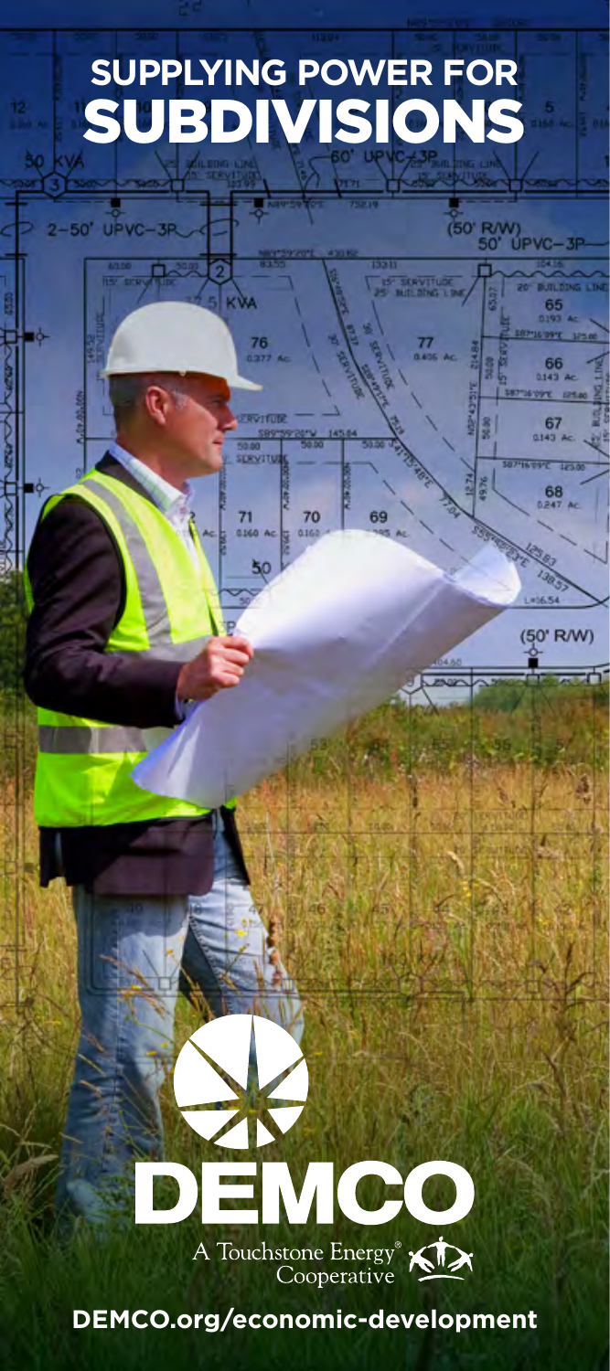# SUPPLYING POWER FOR SUBDIVISIONS

DEMCO

A Touchstone Energy® Cooperative

**DEMCO.org/economic-development**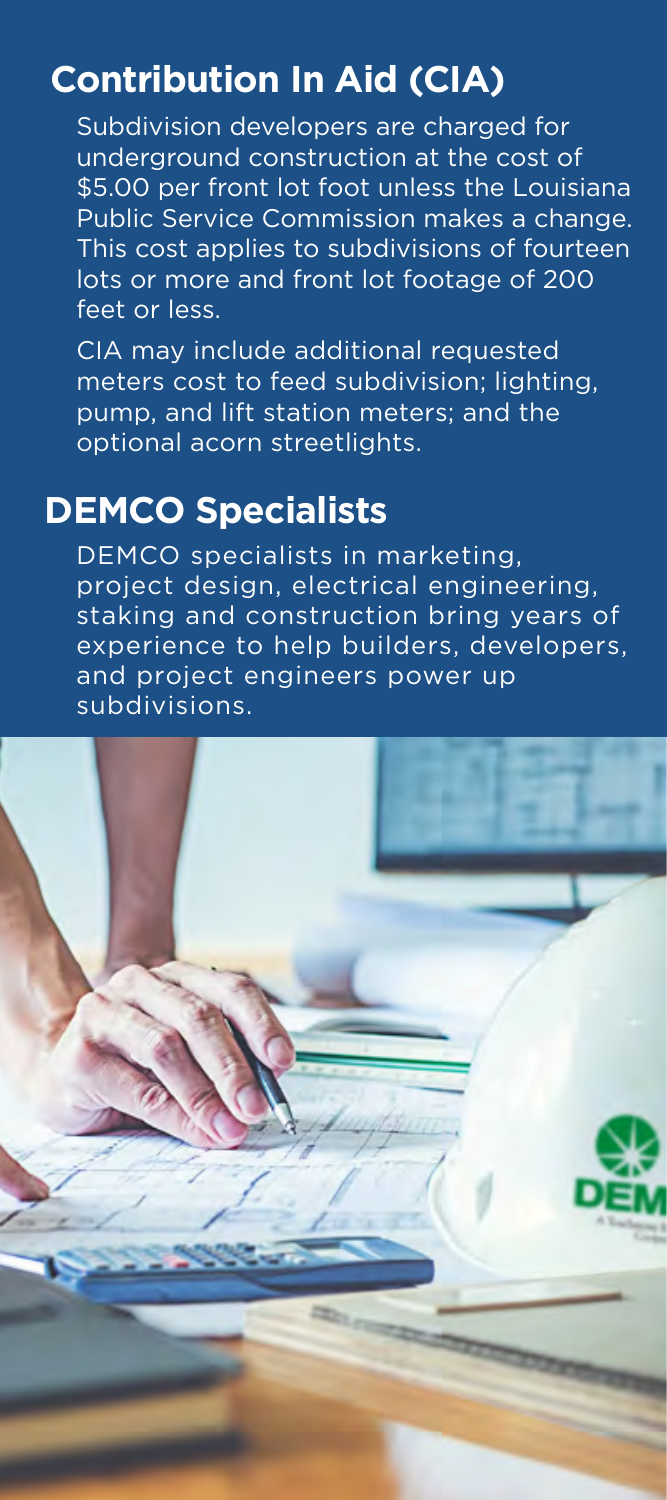## Contribution In Aid (CIA)

Subdivision developers are charged for underground construction at the cost of $5.00 per front lot foot unless the Louisiana Public Service Commission makes a change. This cost applies to subdivisions of fourteen lots or more and front lot footage of 200 feet or less.

CIA may include additional requested meters cost to feed subdivision; lighting, pump, and lift station meters; and the optional acorn streetlights.

## DEMCO Specialists

DEMCO specialists in marketing, project design, electrical engineering, staking and construction bring years of experience to help builders, developers, and project engineers power up subdivisions.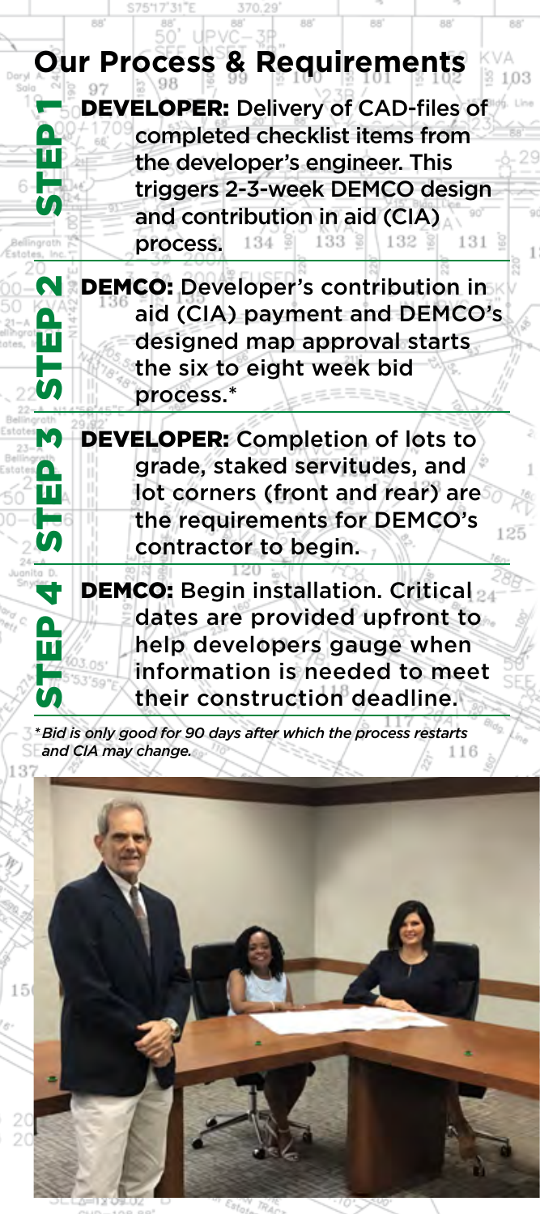# Our Process & Requirements

**STEP 1**

**DEVELOPER:** Delivery of CAD-files of completed checklist items from the developer's engineer. This triggers 2-3-week DEMCO design and contribution in aid (CIA) process.

**STEP 2**

**DEMCO:** Developer's contribution in aid (CIA) payment and DEMCO's designed map approval starts the six to eight week bid process.*

**STEP 3**

**DEVELOPER:** Completion of lots to grade, staked servitudes, and lot corners (front and rear) are the requirements for DEMCO's contractor to begin.

**STEP 4**

**DEMCO:** Begin installation. Critical dates are provided upfront to help developers gauge when information is needed to meet their construction deadline.

*\*Bid is only good for 90 days after which the process restarts and CIA may change.*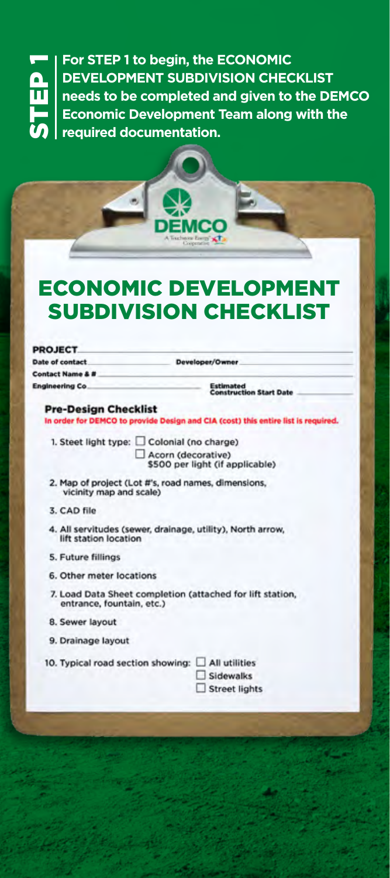**STEP 1**

**For STEP 1 to begin, the ECONOMIC DEVELOPMENT SUBDIVISION CHECKLIST needs to be completed and given to the DEMCO Economic Development Team along with the required documentation.**

DEMCO

A Touchstone Energy Cooperative

# ECONOMIC DEVELOPMENT SUBDIVISION CHECKLIST

**PROJECT** ____________________

**Date of contact** ____________ **Developer/Owner** ____________

**Contact Name & #** ____________________

**Engineering Co** ____________ **Estimated Construction Start Date** ____________

### Pre-Design Checklist

In order for DEMCO to provide Design and CIA (cost) this entire list is required.

1. Steet light type: ☐ Colonial (no charge)
   ☐ Acorn (decorative) $500 per light (if applicable)
2. Map of project (Lot #'s, road names, dimensions, vicinity map and scale)
3. CAD file
4. All servitudes (sewer, drainage, utility), North arrow, lift station location
5. Future fillings
6. Other meter locations
7. Load Data Sheet completion (attached for lift station, entrance, fountain, etc.)
8. Sewer layout
9. Drainage layout
10. Typical road section showing: ☐ All utilities
    ☐ Sidewalks
    ☐ Street lights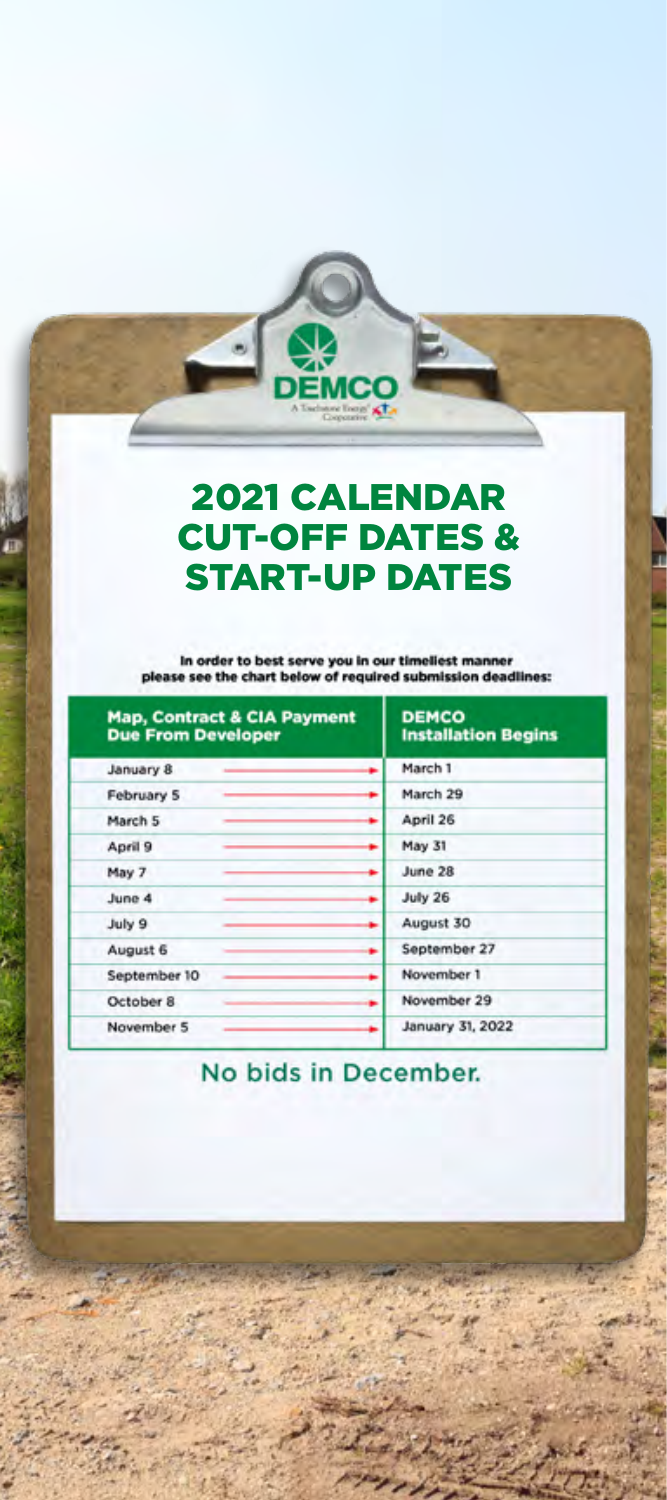DEMCO

A Touchstone Energy Cooperative

# 2021 CALENDAR CUT-OFF DATES & START-UP DATES

**In order to best serve you in our timeliest manner please see the chart below of required submission deadlines:**

| Map, Contract & CIA Payment Due From Developer | DEMCO Installation Begins |
| --- | --- |
| January 8 | March 1 |
| February 5 | March 29 |
| March 5 | April 26 |
| April 9 | May 31 |
| May 7 | June 28 |
| June 4 | July 26 |
| July 9 | August 30 |
| August 6 | September 27 |
| September 10 | November 1 |
| October 8 | November 29 |
| November 5 | January 31, 2022 |

No bids in December.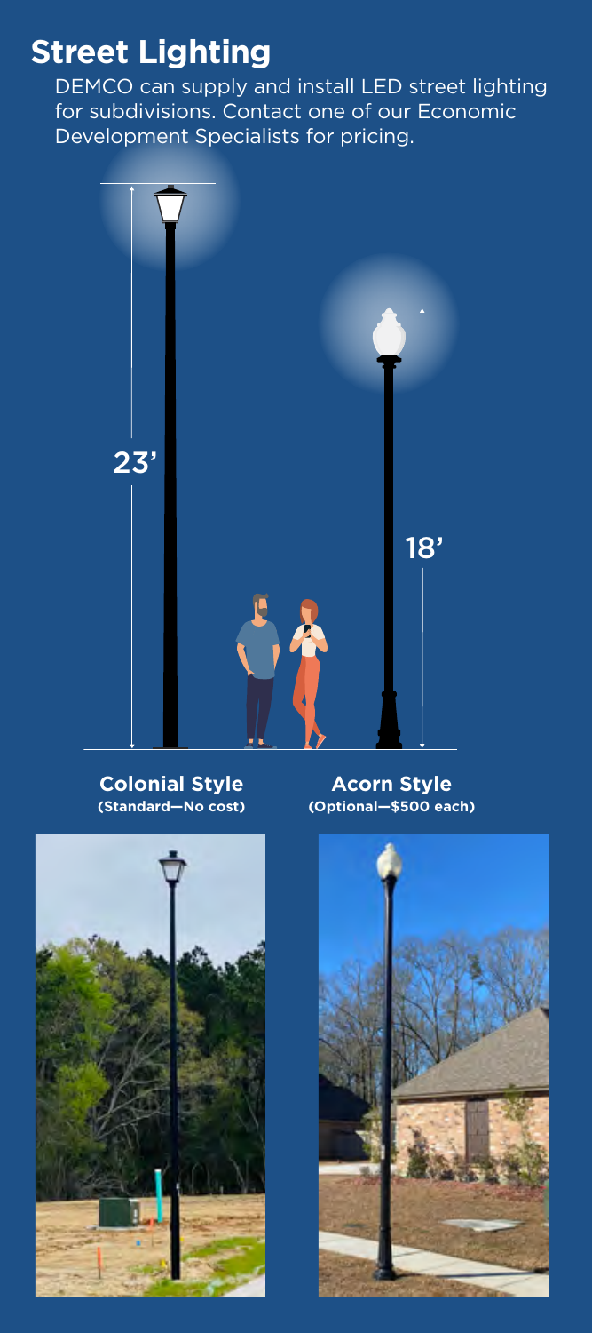## Street Lighting

DEMCO can supply and install LED street lighting for subdivisions. Contact one of our Economic Development Specialists for pricing.

23'

18'

**Colonial Style**
**(Standard—No cost)**

**Acorn Style**
**(Optional—$500 each)**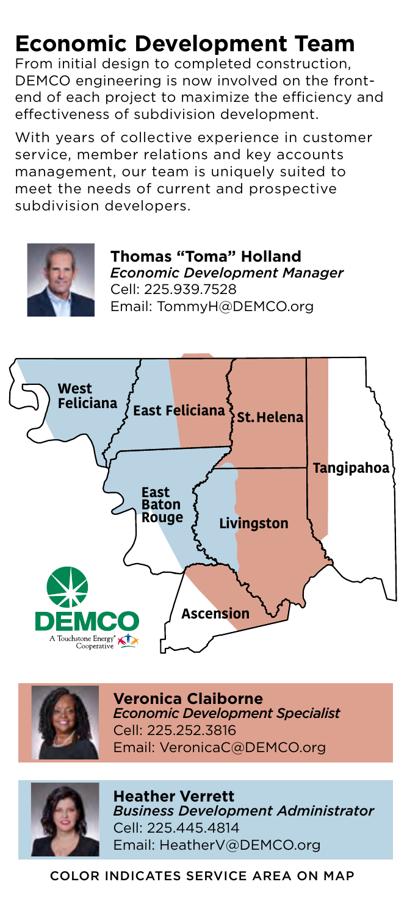# Economic Development Team

From initial design to completed construction, DEMCO engineering is now involved on the front-end of each project to maximize the efficiency and effectiveness of subdivision development.

With years of collective experience in customer service, member relations and key accounts management, our team is uniquely suited to meet the needs of current and prospective subdivision developers.

**Thomas "Toma" Holland**
*Economic Development Manager*
Cell: 225.939.7528
Email: TommyH@DEMCO.org

West Feliciana
East Feliciana
St. Helena
Tangipahoa
East Baton Rouge
Livingston
Ascension

DEMCO
A Touchstone Energy® Cooperative

**Veronica Claiborne**
*Economic Development Specialist*
Cell: 225.252.3816
Email: VeronicaC@DEMCO.org

**Heather Verrett**
*Business Development Administrator*
Cell: 225.445.4814
Email: HeatherV@DEMCO.org

COLOR INDICATES SERVICE AREA ON MAP